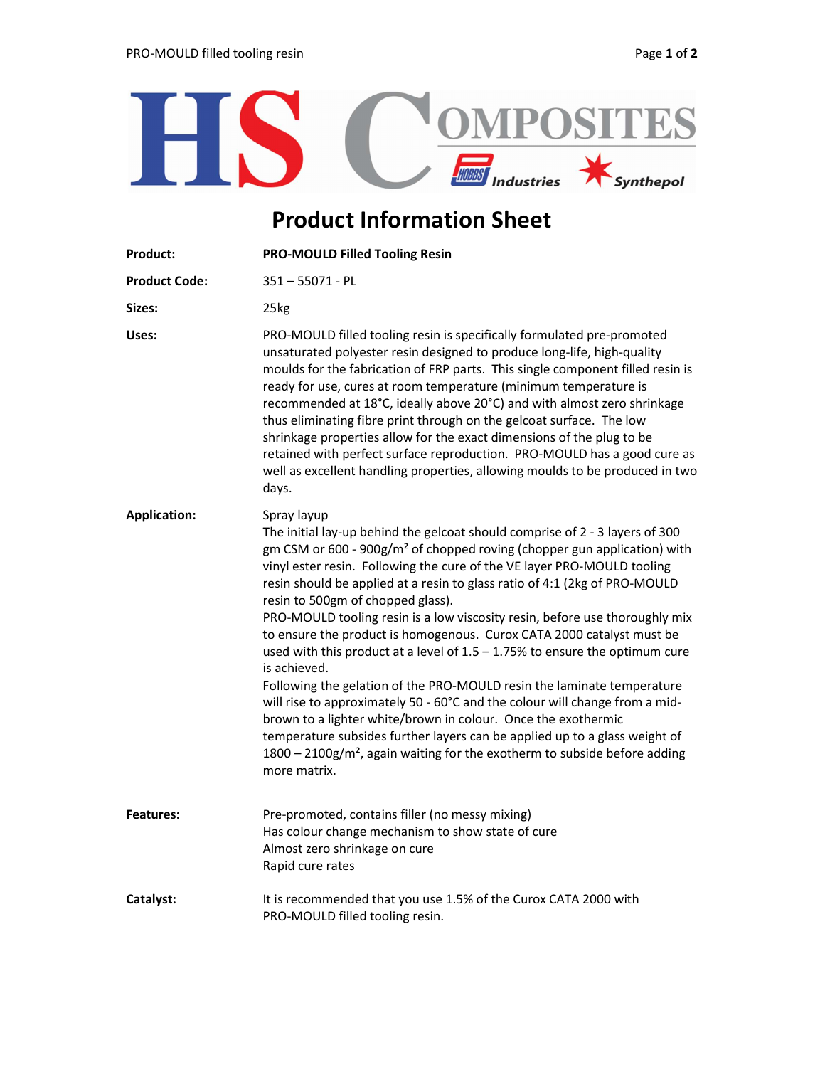HS COMPOSITES

HOBBS Industries — Synthepol

# Product Information Sheet

**Product:** **PRO-MOULD Filled Tooling Resin**

**Product Code:** 351 – 55071 - PL

**Sizes:** 25kg

**Uses:** PRO-MOULD filled tooling resin is specifically formulated pre-promoted unsaturated polyester resin designed to produce long-life, high-quality moulds for the fabrication of FRP parts. This single component filled resin is ready for use, cures at room temperature (minimum temperature is recommended at 18°C, ideally above 20°C) and with almost zero shrinkage thus eliminating fibre print through on the gelcoat surface. The low shrinkage properties allow for the exact dimensions of the plug to be retained with perfect surface reproduction. PRO-MOULD has a good cure as well as excellent handling properties, allowing moulds to be produced in two days.

**Application:** Spray layup
The initial lay-up behind the gelcoat should comprise of 2 - 3 layers of 300 gm CSM or 600 - 900g/m² of chopped roving (chopper gun application) with vinyl ester resin. Following the cure of the VE layer PRO-MOULD tooling resin should be applied at a resin to glass ratio of 4:1 (2kg of PRO-MOULD resin to 500gm of chopped glass).
PRO-MOULD tooling resin is a low viscosity resin, before use thoroughly mix to ensure the product is homogenous. Curox CATA 2000 catalyst must be used with this product at a level of 1.5 – 1.75% to ensure the optimum cure is achieved.
Following the gelation of the PRO-MOULD resin the laminate temperature will rise to approximately 50 - 60°C and the colour will change from a mid-brown to a lighter white/brown in colour. Once the exothermic temperature subsides further layers can be applied up to a glass weight of 1800 – 2100g/m², again waiting for the exotherm to subside before adding more matrix.

**Features:**
Pre-promoted, contains filler (no messy mixing)
Has colour change mechanism to show state of cure
Almost zero shrinkage on cure
Rapid cure rates

**Catalyst:** It is recommended that you use 1.5% of the Curox CATA 2000 with PRO-MOULD filled tooling resin.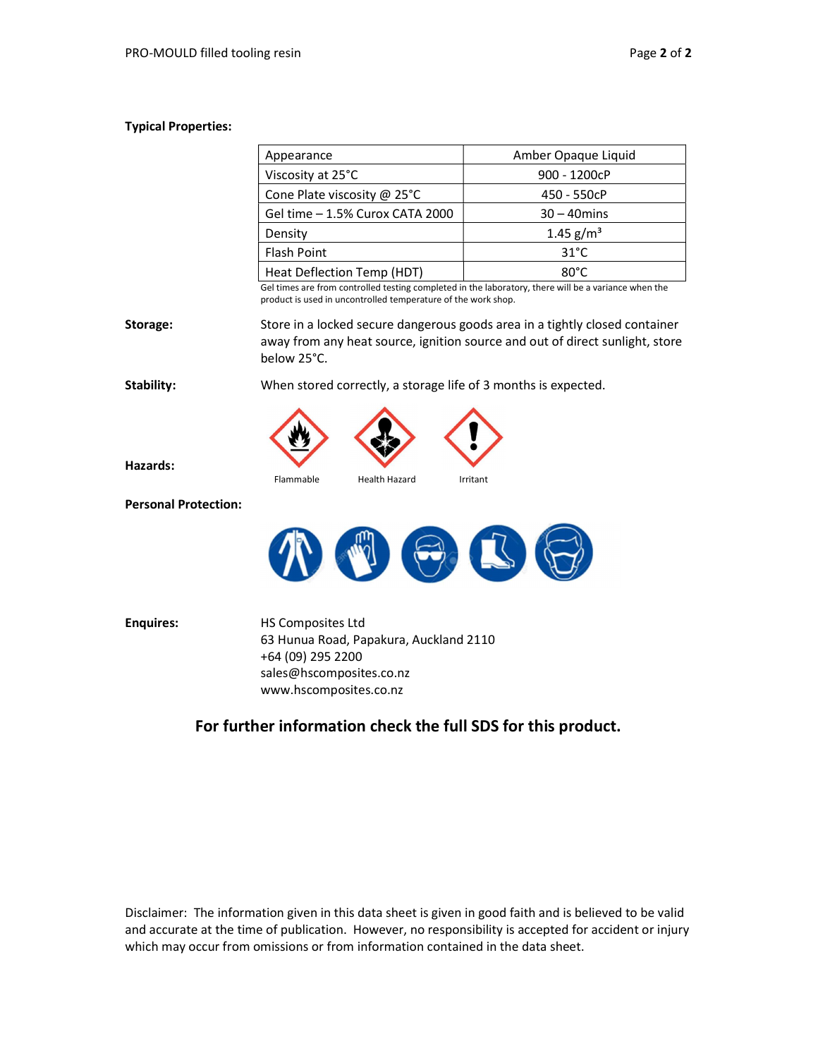**Typical Properties:**

| | |
|---|---|
| Appearance | Amber Opaque Liquid |
| Viscosity at 25°C | 900 - 1200cP |
| Cone Plate viscosity @ 25°C | 450 - 550cP |
| Gel time – 1.5% Curox CATA 2000 | 30 – 40mins |
| Density | 1.45 g/m$^3$ |
| Flash Point | 31°C |
| Heat Deflection Temp (HDT) | 80°C |

Gel times are from controlled testing completed in the laboratory, there will be a variance when the product is used in uncontrolled temperature of the work shop.

**Storage:** Store in a locked secure dangerous goods area in a tightly closed container away from any heat source, ignition source and out of direct sunlight, store below 25°C.

**Stability:** When stored correctly, a storage life of 3 months is expected.

**Hazards:**

Flammable    Health Hazard    Irritant

**Personal Protection:**

**Enquires:**
HS Composites Ltd
63 Hunua Road, Papakura, Auckland 2110
+64 (09) 295 2200
sales@hscomposites.co.nz
www.hscomposites.co.nz

**For further information check the full SDS for this product.**

Disclaimer: The information given in this data sheet is given in good faith and is believed to be valid and accurate at the time of publication. However, no responsibility is accepted for accident or injury which may occur from omissions or from information contained in the data sheet.